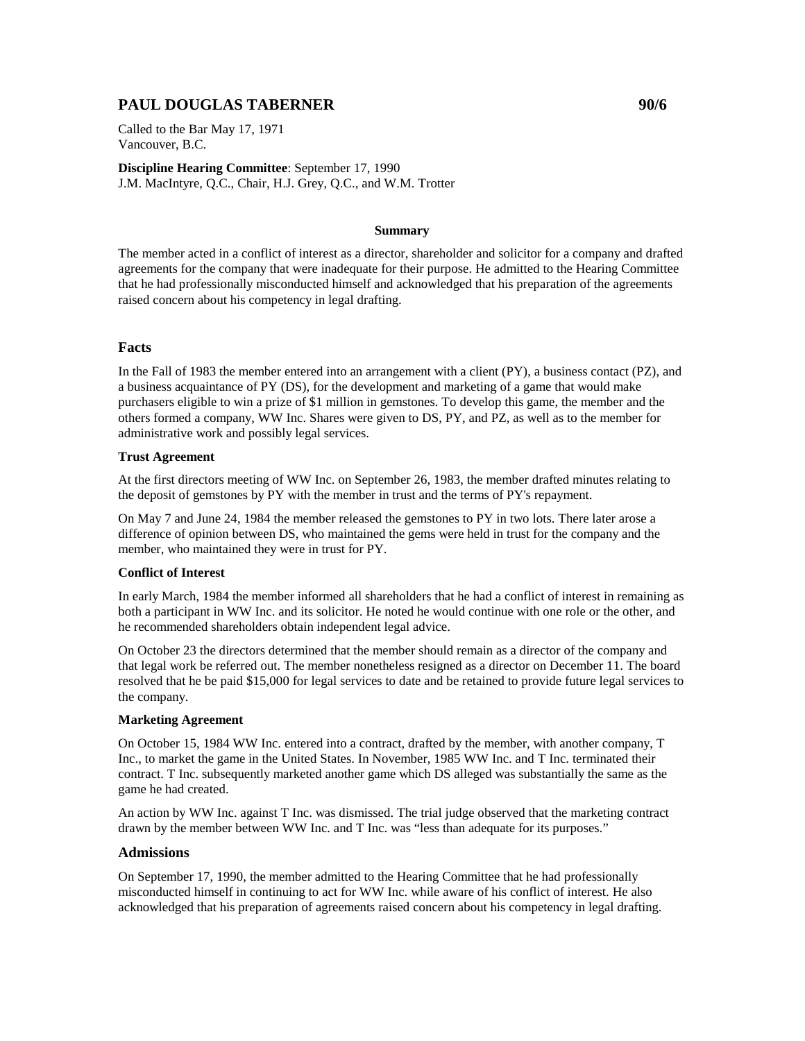# PAUL DOUGLAS TABERNER 90/6

Called to the Bar May 17, 1971
Vancouver, B.C.

**Discipline Hearing Committee**: September 17, 1990
J.M. MacIntyre, Q.C., Chair, H.J. Grey, Q.C., and W.M. Trotter

**Summary**

The member acted in a conflict of interest as a director, shareholder and solicitor for a company and drafted agreements for the company that were inadequate for their purpose. He admitted to the Hearing Committee that he had professionally misconducted himself and acknowledged that his preparation of the agreements raised concern about his competency in legal drafting.

## Facts

In the Fall of 1983 the member entered into an arrangement with a client (PY), a business contact (PZ), and a business acquaintance of PY (DS), for the development and marketing of a game that would make purchasers eligible to win a prize of $1 million in gemstones. To develop this game, the member and the others formed a company, WW Inc. Shares were given to DS, PY, and PZ, as well as to the member for administrative work and possibly legal services.

**Trust Agreement**

At the first directors meeting of WW Inc. on September 26, 1983, the member drafted minutes relating to the deposit of gemstones by PY with the member in trust and the terms of PY's repayment.

On May 7 and June 24, 1984 the member released the gemstones to PY in two lots. There later arose a difference of opinion between DS, who maintained the gems were held in trust for the company and the member, who maintained they were in trust for PY.

**Conflict of Interest**

In early March, 1984 the member informed all shareholders that he had a conflict of interest in remaining as both a participant in WW Inc. and its solicitor. He noted he would continue with one role or the other, and he recommended shareholders obtain independent legal advice.

On October 23 the directors determined that the member should remain as a director of the company and that legal work be referred out. The member nonetheless resigned as a director on December 11. The board resolved that he be paid $15,000 for legal services to date and be retained to provide future legal services to the company.

**Marketing Agreement**

On October 15, 1984 WW Inc. entered into a contract, drafted by the member, with another company, T Inc., to market the game in the United States. In November, 1985 WW Inc. and T Inc. terminated their contract. T Inc. subsequently marketed another game which DS alleged was substantially the same as the game he had created.

An action by WW Inc. against T Inc. was dismissed. The trial judge observed that the marketing contract drawn by the member between WW Inc. and T Inc. was "less than adequate for its purposes."

## Admissions

On September 17, 1990, the member admitted to the Hearing Committee that he had professionally misconducted himself in continuing to act for WW Inc. while aware of his conflict of interest. He also acknowledged that his preparation of agreements raised concern about his competency in legal drafting.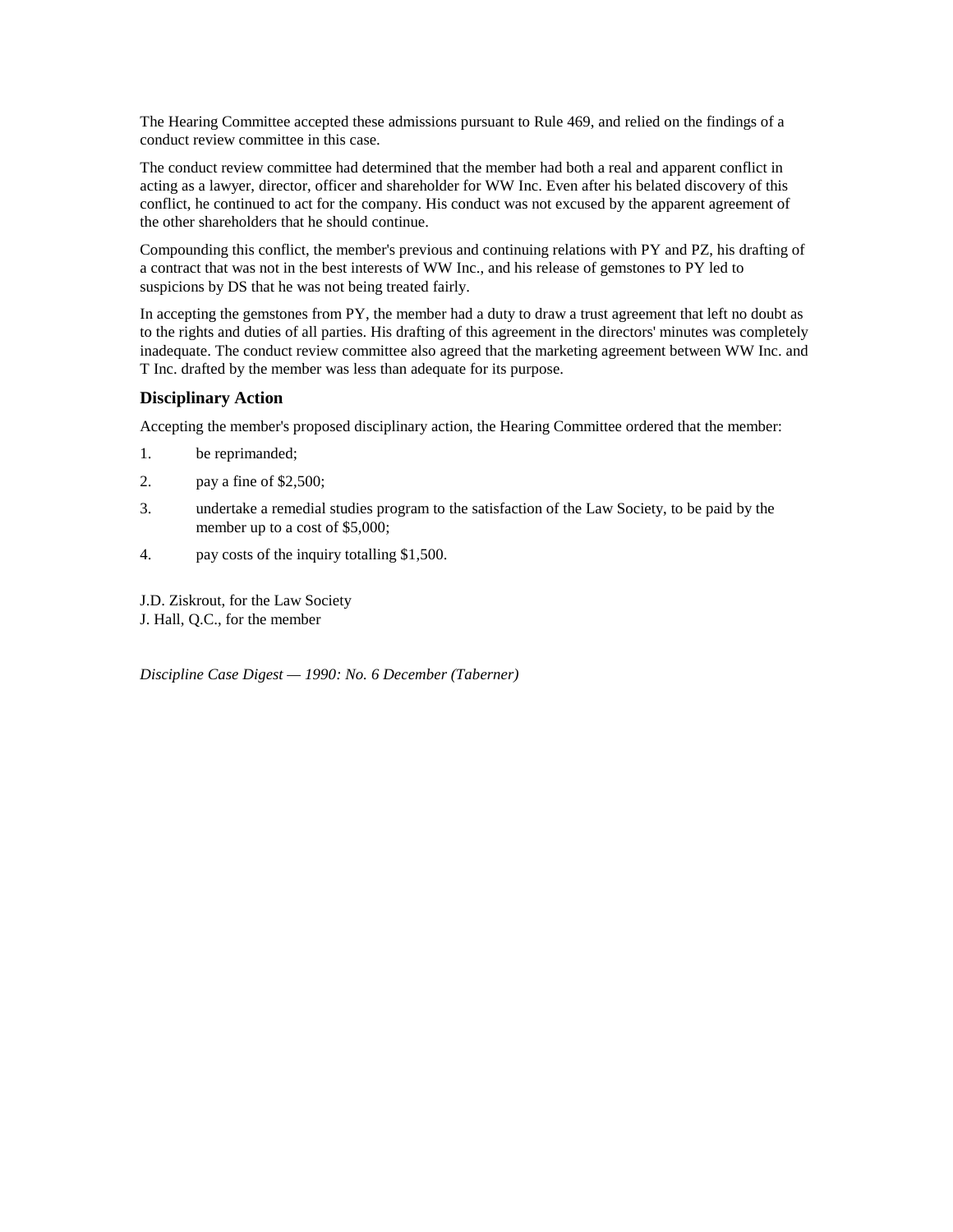The Hearing Committee accepted these admissions pursuant to Rule 469, and relied on the findings of a conduct review committee in this case.

The conduct review committee had determined that the member had both a real and apparent conflict in acting as a lawyer, director, officer and shareholder for WW Inc. Even after his belated discovery of this conflict, he continued to act for the company. His conduct was not excused by the apparent agreement of the other shareholders that he should continue.

Compounding this conflict, the member's previous and continuing relations with PY and PZ, his drafting of a contract that was not in the best interests of WW Inc., and his release of gemstones to PY led to suspicions by DS that he was not being treated fairly.

In accepting the gemstones from PY, the member had a duty to draw a trust agreement that left no doubt as to the rights and duties of all parties. His drafting of this agreement in the directors' minutes was completely inadequate. The conduct review committee also agreed that the marketing agreement between WW Inc. and T Inc. drafted by the member was less than adequate for its purpose.

### Disciplinary Action

Accepting the member's proposed disciplinary action, the Hearing Committee ordered that the member:

1. be reprimanded;
2. pay a fine of $2,500;
3. undertake a remedial studies program to the satisfaction of the Law Society, to be paid by the member up to a cost of $5,000;
4. pay costs of the inquiry totalling $1,500.

J.D. Ziskrout, for the Law Society
J. Hall, Q.C., for the member

*Discipline Case Digest — 1990: No. 6 December (Taberner)*